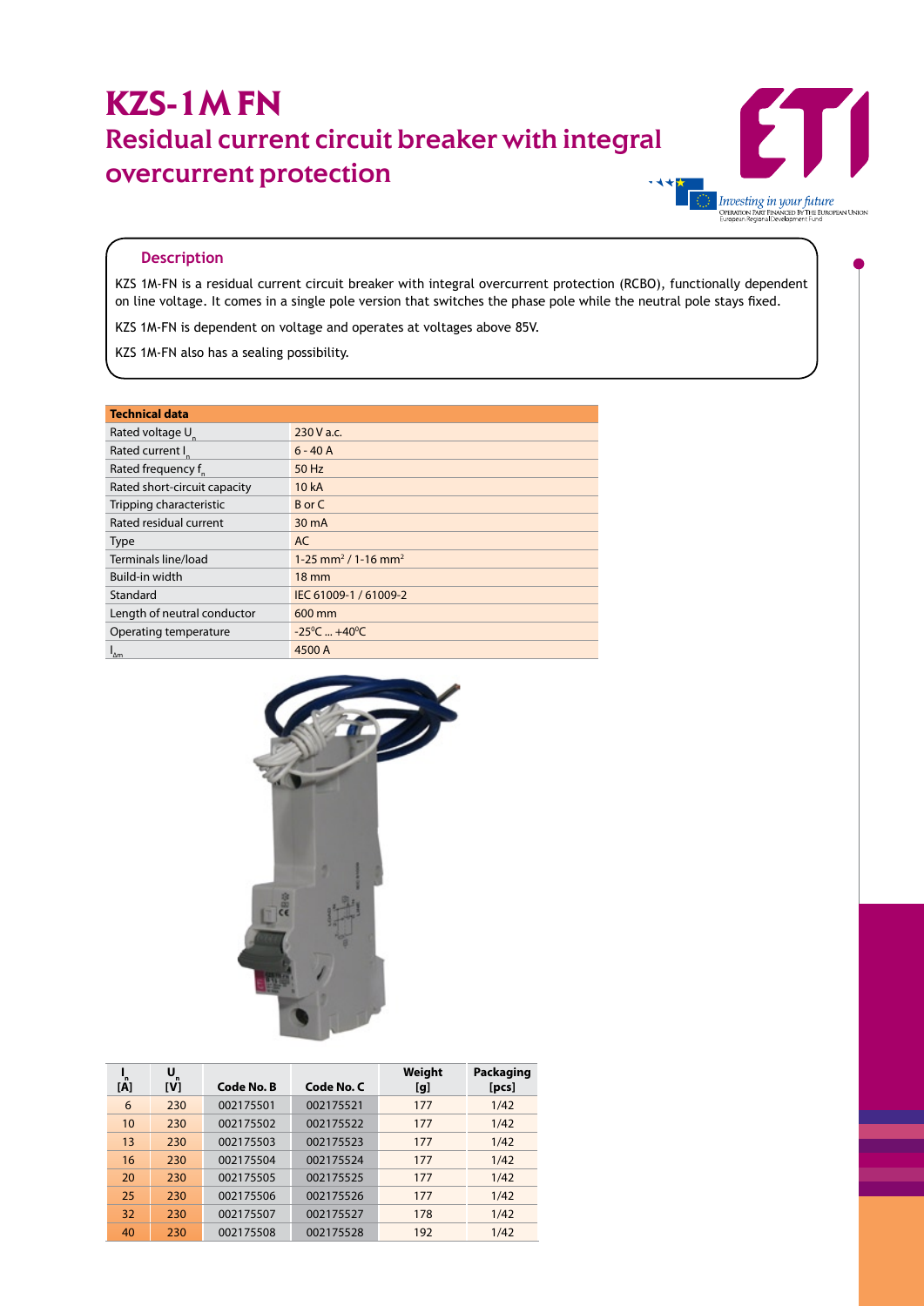# KZS-1M FN

## Residual current circuit breaker with integral overcurrent protection

### Description

KZS 1M-FN is a residual current circuit breaker with integral overcurrent protection (RCBO), functionally dependent on line voltage. It comes in a single pole version that switches the phase pole while the neutral pole stays fixed.

KZS 1M-FN is dependent on voltage and operates at voltages above 85V.

KZS 1M-FN also has a sealing possibility.

| Technical data | |
|---|---|
| Rated voltage $U_n$ | 230 V a.c. |
| Rated current $I_n$ | 6 - 40 A |
| Rated frequency $f_n$ | 50 Hz |
| Rated short-circuit capacity | 10 kA |
| Tripping characteristic | B or C |
| Rated residual current | 30 mA |
| Type | AC |
| Terminals line/load | 1-25 mm² / 1-16 mm² |
| Build-in width | 18 mm |
| Standard | IEC 61009-1 / 61009-2 |
| Length of neutral conductor | 600 mm |
| Operating temperature | -25°C ... +40°C |
| $I_{\Delta m}$ | 4500 A |

| $I_n$ [A] | $U_n$ [V] | Code No. B | Code No. C | Weight [g] | Packaging [pcs] |
|---|---|---|---|---|---|
| 6 | 230 | 002175501 | 002175521 | 177 | 1/42 |
| 10 | 230 | 002175502 | 002175522 | 177 | 1/42 |
| 13 | 230 | 002175503 | 002175523 | 177 | 1/42 |
| 16 | 230 | 002175504 | 002175524 | 177 | 1/42 |
| 20 | 230 | 002175505 | 002175525 | 177 | 1/42 |
| 25 | 230 | 002175506 | 002175526 | 177 | 1/42 |
| 32 | 230 | 002175507 | 002175527 | 178 | 1/42 |
| 40 | 230 | 002175508 | 002175528 | 192 | 1/42 |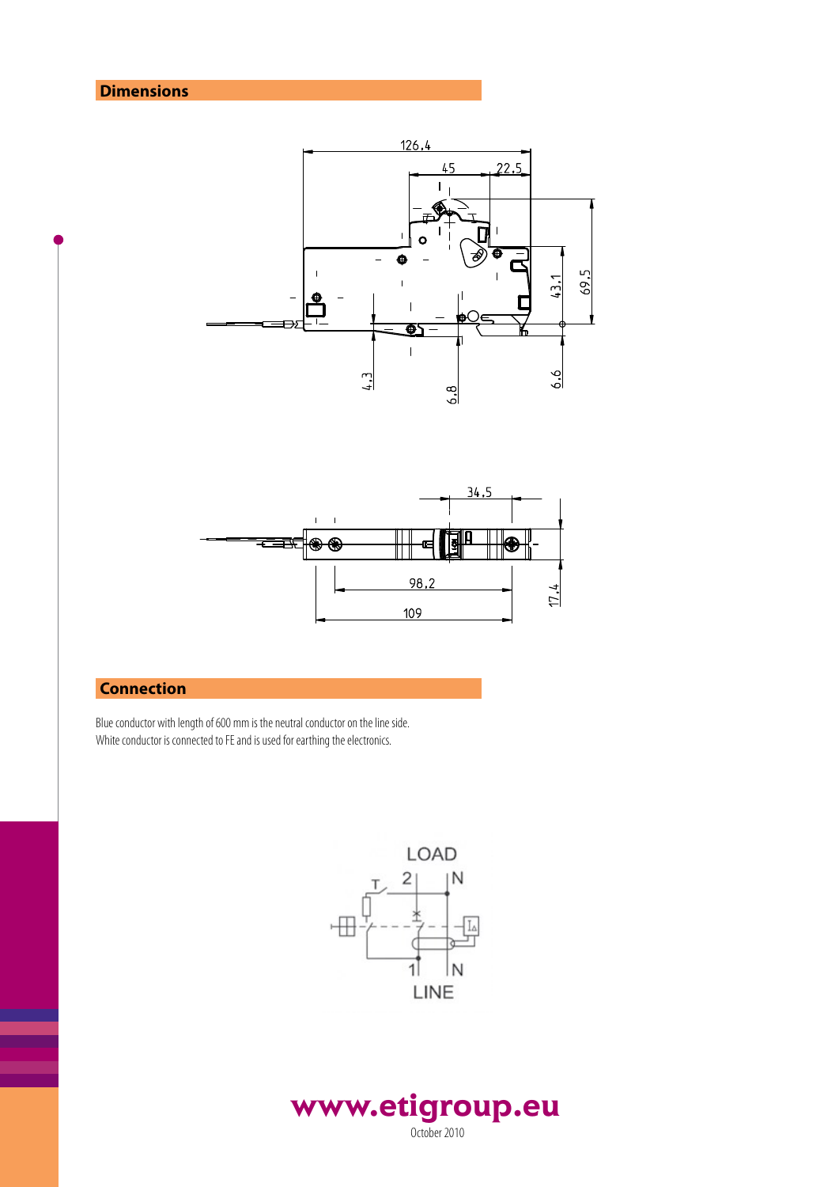## Dimensions

126,4

45

22,5

43,1

69,5

4,3

6,8

6,6

34,5

98,2

109

17,4

## Connection

Blue conductor with length of 600 mm is the neutral conductor on the line side.
White conductor is connected to FE and is used for earthing the electronics.

LOAD

T

2

N

1

N

LINE

**www.etigroup.eu**

October 2010